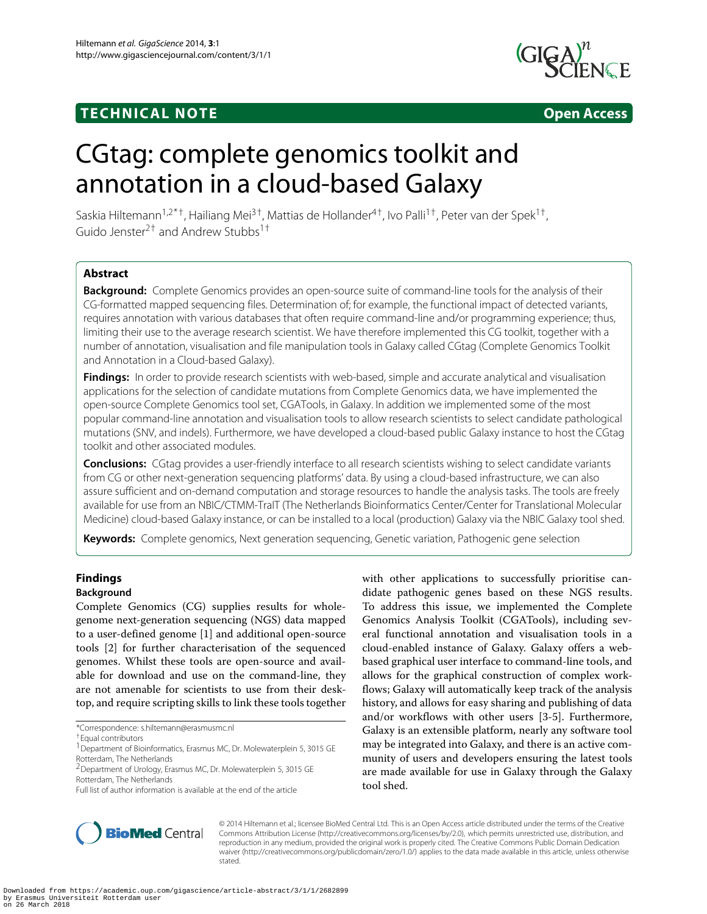TECHNICAL NOTE

Open Access

# CGtag: complete genomics toolkit and annotation in a cloud-based Galaxy

Saskia Hiltemann[1,2*†], Hailiang Mei[3†], Mattias de Hollander[4†], Ivo Palli[1†], Peter van der Spek[1†], Guido Jenster[2†] and Andrew Stubbs[1†]

## Abstract

**Background:** Complete Genomics provides an open-source suite of command-line tools for the analysis of their CG-formatted mapped sequencing files. Determination of; for example, the functional impact of detected variants, requires annotation with various databases that often require command-line and/or programming experience; thus, limiting their use to the average research scientist. We have therefore implemented this CG toolkit, together with a number of annotation, visualisation and file manipulation tools in Galaxy called CGtag (Complete Genomics Toolkit and Annotation in a Cloud-based Galaxy).

**Findings:** In order to provide research scientists with web-based, simple and accurate analytical and visualisation applications for the selection of candidate mutations from Complete Genomics data, we have implemented the open-source Complete Genomics tool set, CGATools, in Galaxy. In addition we implemented some of the most popular command-line annotation and visualisation tools to allow research scientists to select candidate pathological mutations (SNV, and indels). Furthermore, we have developed a cloud-based public Galaxy instance to host the CGtag toolkit and other associated modules.

**Conclusions:** CGtag provides a user-friendly interface to all research scientists wishing to select candidate variants from CG or other next-generation sequencing platforms' data. By using a cloud-based infrastructure, we can also assure sufficient and on-demand computation and storage resources to handle the analysis tasks. The tools are freely available for use from an NBIC/CTMM-TraIT (The Netherlands Bioinformatics Center/Center for Translational Molecular Medicine) cloud-based Galaxy instance, or can be installed to a local (production) Galaxy via the NBIC Galaxy tool shed.

**Keywords:** Complete genomics, Next generation sequencing, Genetic variation, Pathogenic gene selection

## Findings

### Background

Complete Genomics (CG) supplies results for whole-genome next-generation sequencing (NGS) data mapped to a user-defined genome [1] and additional open-source tools [2] for further characterisation of the sequenced genomes. Whilst these tools are open-source and available for download and use on the command-line, they are not amenable for scientists to use from their desktop, and require scripting skills to link these tools together with other applications to successfully prioritise candidate pathogenic genes based on these NGS results. To address this issue, we implemented the Complete Genomics Analysis Toolkit (CGATools), including several functional annotation and visualisation tools in a cloud-enabled instance of Galaxy. Galaxy offers a web-based graphical user interface to command-line tools, and allows for the graphical construction of complex workflows; Galaxy will automatically keep track of the analysis history, and allows for easy sharing and publishing of data and/or workflows with other users [3-5]. Furthermore, Galaxy is an extensible platform, nearly any software tool may be integrated into Galaxy, and there is an active community of users and developers ensuring the latest tools are made available for use in Galaxy through the Galaxy tool shed.

*Correspondence: s.hiltemann@erasmusmc.nl

†Equal contributors

[1]Department of Bioinformatics, Erasmus MC, Dr. Molewaterplein 5, 3015 GE Rotterdam, The Netherlands

[2]Department of Urology, Erasmus MC, Dr. Molewaterplein 5, 3015 GE Rotterdam, The Netherlands

Full list of author information is available at the end of the article

© 2014 Hiltemann et al.; licensee BioMed Central Ltd. This is an Open Access article distributed under the terms of the Creative Commons Attribution License (http://creativecommons.org/licenses/by/2.0), which permits unrestricted use, distribution, and reproduction in any medium, provided the original work is properly cited. The Creative Commons Public Domain Dedication waiver (http://creativecommons.org/publicdomain/zero/1.0/) applies to the data made available in this article, unless otherwise stated.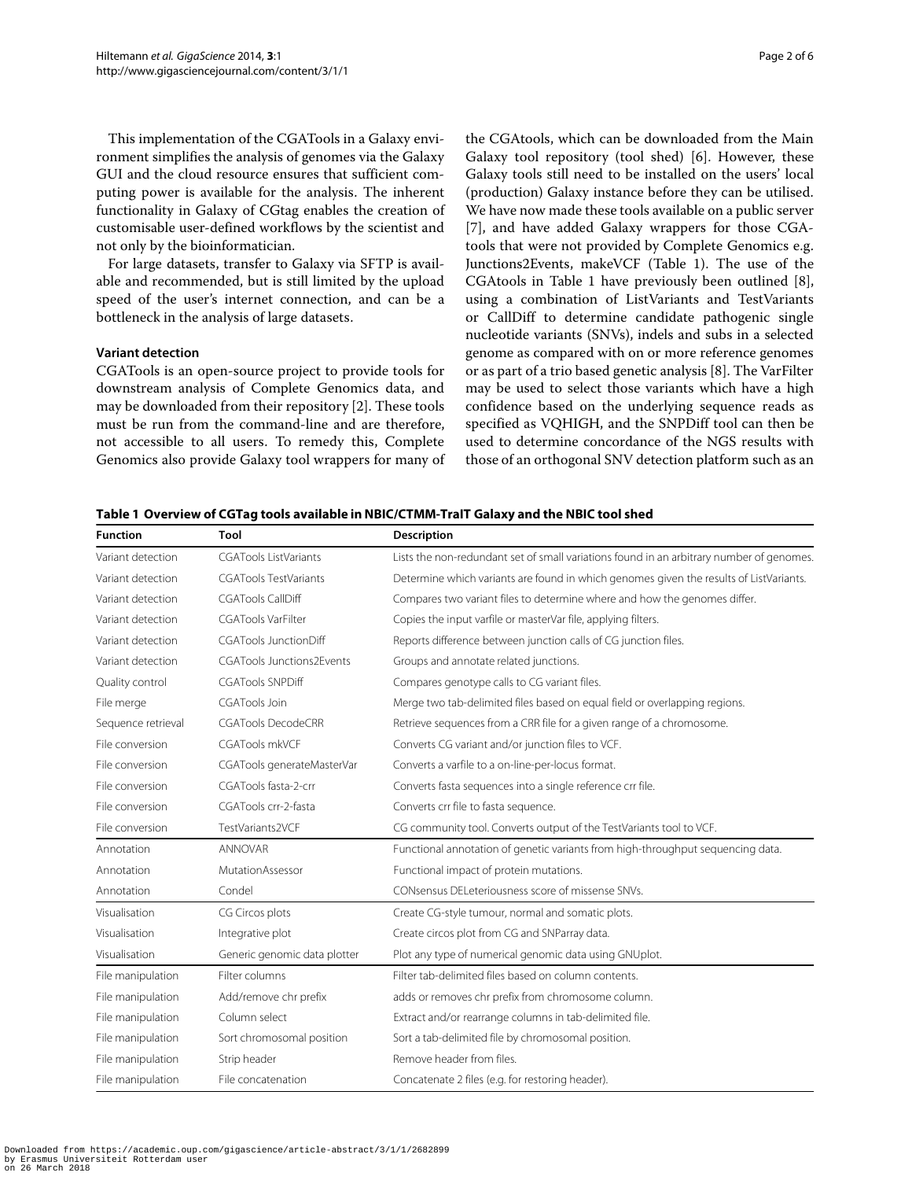This implementation of the CGATools in a Galaxy environment simplifies the analysis of genomes via the Galaxy GUI and the cloud resource ensures that sufficient computing power is available for the analysis. The inherent functionality in Galaxy of CGtag enables the creation of customisable user-defined workflows by the scientist and not only by the bioinformatician.

For large datasets, transfer to Galaxy via SFTP is available and recommended, but is still limited by the upload speed of the user's internet connection, and can be a bottleneck in the analysis of large datasets.

### Variant detection

CGATools is an open-source project to provide tools for downstream analysis of Complete Genomics data, and may be downloaded from their repository [2]. These tools must be run from the command-line and are therefore, not accessible to all users. To remedy this, Complete Genomics also provide Galaxy tool wrappers for many of the CGAtools, which can be downloaded from the Main Galaxy tool repository (tool shed) [6]. However, these Galaxy tools still need to be installed on the users' local (production) Galaxy instance before they can be utilised. We have now made these tools available on a public server [7], and have added Galaxy wrappers for those CGA-tools that were not provided by Complete Genomics e.g. Junctions2Events, makeVCF (Table 1). The use of the CGAtools in Table 1 have previously been outlined [8], using a combination of ListVariants and TestVariants or CallDiff to determine candidate pathogenic single nucleotide variants (SNVs), indels and subs in a selected genome as compared with on or more reference genomes or as part of a trio based genetic analysis [8]. The VarFilter may be used to select those variants which have a high confidence based on the underlying sequence reads as specified as VQHIGH, and the SNPDiff tool can then be used to determine concordance of the NGS results with those of an orthogonal SNV detection platform such as an

**Table 1 Overview of CGTag tools available in NBIC/CTMM-TraIT Galaxy and the NBIC tool shed**

| Function | Tool | Description |
|---|---|---|
| Variant detection | CGATools ListVariants | Lists the non-redundant set of small variations found in an arbitrary number of genomes. |
| Variant detection | CGATools TestVariants | Determine which variants are found in which genomes given the results of ListVariants. |
| Variant detection | CGATools CallDiff | Compares two variant files to determine where and how the genomes differ. |
| Variant detection | CGATools VarFilter | Copies the input varfile or masterVar file, applying filters. |
| Variant detection | CGATools JunctionDiff | Reports difference between junction calls of CG junction files. |
| Variant detection | CGATools Junctions2Events | Groups and annotate related junctions. |
| Quality control | CGATools SNPDiff | Compares genotype calls to CG variant files. |
| File merge | CGATools Join | Merge two tab-delimited files based on equal field or overlapping regions. |
| Sequence retrieval | CGATools DecodeCRR | Retrieve sequences from a CRR file for a given range of a chromosome. |
| File conversion | CGATools mkVCF | Converts CG variant and/or junction files to VCF. |
| File conversion | CGATools generateMasterVar | Converts a varfile to a on-line-per-locus format. |
| File conversion | CGATools fasta-2-crr | Converts fasta sequences into a single reference crr file. |
| File conversion | CGATools crr-2-fasta | Converts crr file to fasta sequence. |
| File conversion | TestVariants2VCF | CG community tool. Converts output of the TestVariants tool to VCF. |
| Annotation | ANNOVAR | Functional annotation of genetic variants from high-throughput sequencing data. |
| Annotation | MutationAssessor | Functional impact of protein mutations. |
| Annotation | Condel | CONsensus DELeteriousness score of missense SNVs. |
| Visualisation | CG Circos plots | Create CG-style tumour, normal and somatic plots. |
| Visualisation | Integrative plot | Create circos plot from CG and SNParray data. |
| Visualisation | Generic genomic data plotter | Plot any type of numerical genomic data using GNUplot. |
| File manipulation | Filter columns | Filter tab-delimited files based on column contents. |
| File manipulation | Add/remove chr prefix | adds or removes chr prefix from chromosome column. |
| File manipulation | Column select | Extract and/or rearrange columns in tab-delimited file. |
| File manipulation | Sort chromosomal position | Sort a tab-delimited file by chromosomal position. |
| File manipulation | Strip header | Remove header from files. |
| File manipulation | File concatenation | Concatenate 2 files (e.g. for restoring header). |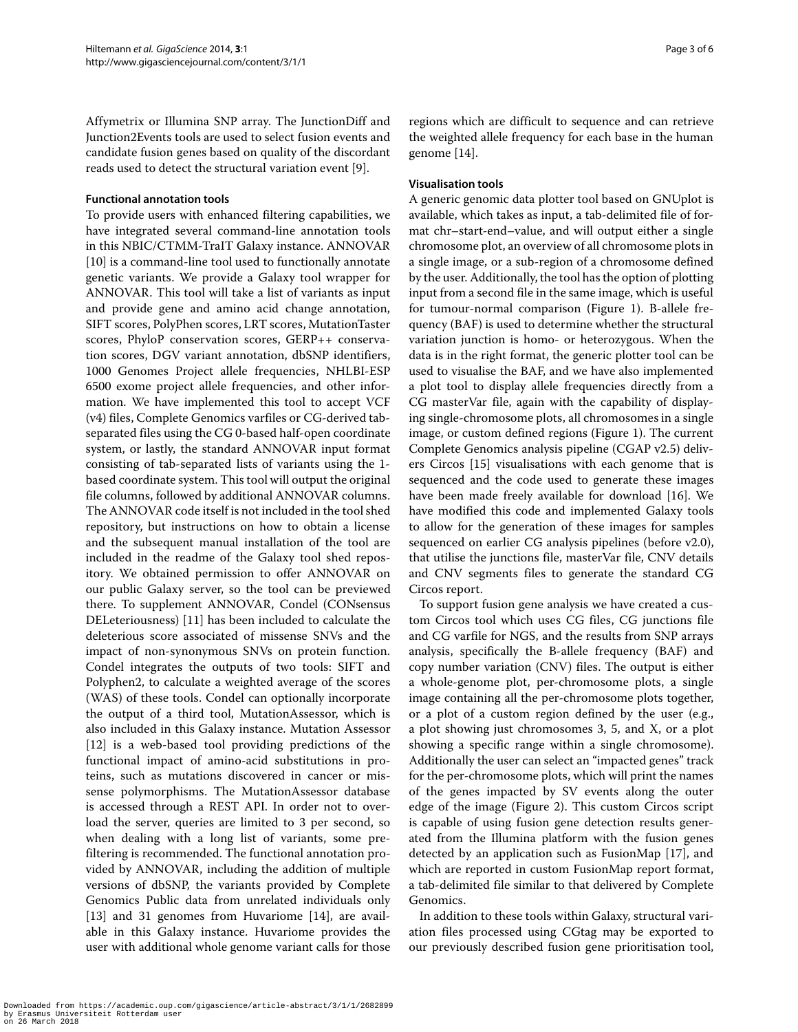Affymetrix or Illumina SNP array. The JunctionDiff and Junction2Events tools are used to select fusion events and candidate fusion genes based on quality of the discordant reads used to detect the structural variation event [9].

### Functional annotation tools

To provide users with enhanced filtering capabilities, we have integrated several command-line annotation tools in this NBIC/CTMM-TraIT Galaxy instance. ANNOVAR [10] is a command-line tool used to functionally annotate genetic variants. We provide a Galaxy tool wrapper for ANNOVAR. This tool will take a list of variants as input and provide gene and amino acid change annotation, SIFT scores, PolyPhen scores, LRT scores, MutationTaster scores, PhyloP conservation scores, GERP++ conservation scores, DGV variant annotation, dbSNP identifiers, 1000 Genomes Project allele frequencies, NHLBI-ESP 6500 exome project allele frequencies, and other information. We have implemented this tool to accept VCF (v4) files, Complete Genomics varfiles or CG-derived tab-separated files using the CG 0-based half-open coordinate system, or lastly, the standard ANNOVAR input format consisting of tab-separated lists of variants using the 1-based coordinate system. This tool will output the original file columns, followed by additional ANNOVAR columns. The ANNOVAR code itself is not included in the tool shed repository, but instructions on how to obtain a license and the subsequent manual installation of the tool are included in the readme of the Galaxy tool shed repository. We obtained permission to offer ANNOVAR on our public Galaxy server, so the tool can be previewed there. To supplement ANNOVAR, Condel (CONsensus DELeteriousness) [11] has been included to calculate the deleterious score associated of missense SNVs and the impact of non-synonymous SNVs on protein function. Condel integrates the outputs of two tools: SIFT and Polyphen2, to calculate a weighted average of the scores (WAS) of these tools. Condel can optionally incorporate the output of a third tool, MutationAssessor, which is also included in this Galaxy instance. Mutation Assessor [12] is a web-based tool providing predictions of the functional impact of amino-acid substitutions in proteins, such as mutations discovered in cancer or missense polymorphisms. The MutationAssessor database is accessed through a REST API. In order not to overload the server, queries are limited to 3 per second, so when dealing with a long list of variants, some pre-filtering is recommended. The functional annotation provided by ANNOVAR, including the addition of multiple versions of dbSNP, the variants provided by Complete Genomics Public data from unrelated individuals only [13] and 31 genomes from Huvariome [14], are available in this Galaxy instance. Huvariome provides the user with additional whole genome variant calls for those regions which are difficult to sequence and can retrieve the weighted allele frequency for each base in the human genome [14].

### Visualisation tools

A generic genomic data plotter tool based on GNUplot is available, which takes as input, a tab-delimited file of format chr–start–end–value, and will output either a single chromosome plot, an overview of all chromosome plots in a single image, or a sub-region of a chromosome defined by the user. Additionally, the tool has the option of plotting input from a second file in the same image, which is useful for tumour-normal comparison (Figure 1). B-allele frequency (BAF) is used to determine whether the structural variation junction is homo- or heterozygous. When the data is in the right format, the generic plotter tool can be used to visualise the BAF, and we have also implemented a plot tool to display allele frequencies directly from a CG masterVar file, again with the capability of displaying single-chromosome plots, all chromosomes in a single image, or custom defined regions (Figure 1). The current Complete Genomics analysis pipeline (CGAP v2.5) delivers Circos [15] visualisations with each genome that is sequenced and the code used to generate these images have been made freely available for download [16]. We have modified this code and implemented Galaxy tools to allow for the generation of these images for samples sequenced on earlier CG analysis pipelines (before v2.0), that utilise the junctions file, masterVar file, CNV details and CNV segments files to generate the standard CG Circos report.

To support fusion gene analysis we have created a custom Circos tool which uses CG files, CG junctions file and CG varfile for NGS, and the results from SNP arrays analysis, specifically the B-allele frequency (BAF) and copy number variation (CNV) files. The output is either a whole-genome plot, per-chromosome plots, a single image containing all the per-chromosome plots together, or a plot of a custom region defined by the user (e.g., a plot showing just chromosomes 3, 5, and X, or a plot showing a specific range within a single chromosome). Additionally the user can select an "impacted genes" track for the per-chromosome plots, which will print the names of the genes impacted by SV events along the outer edge of the image (Figure 2). This custom Circos script is capable of using fusion gene detection results generated from the Illumina platform with the fusion genes detected by an application such as FusionMap [17], and which are reported in custom FusionMap report format, a tab-delimited file similar to that delivered by Complete Genomics.

In addition to these tools within Galaxy, structural variation files processed using CGtag may be exported to our previously described fusion gene prioritisation tool,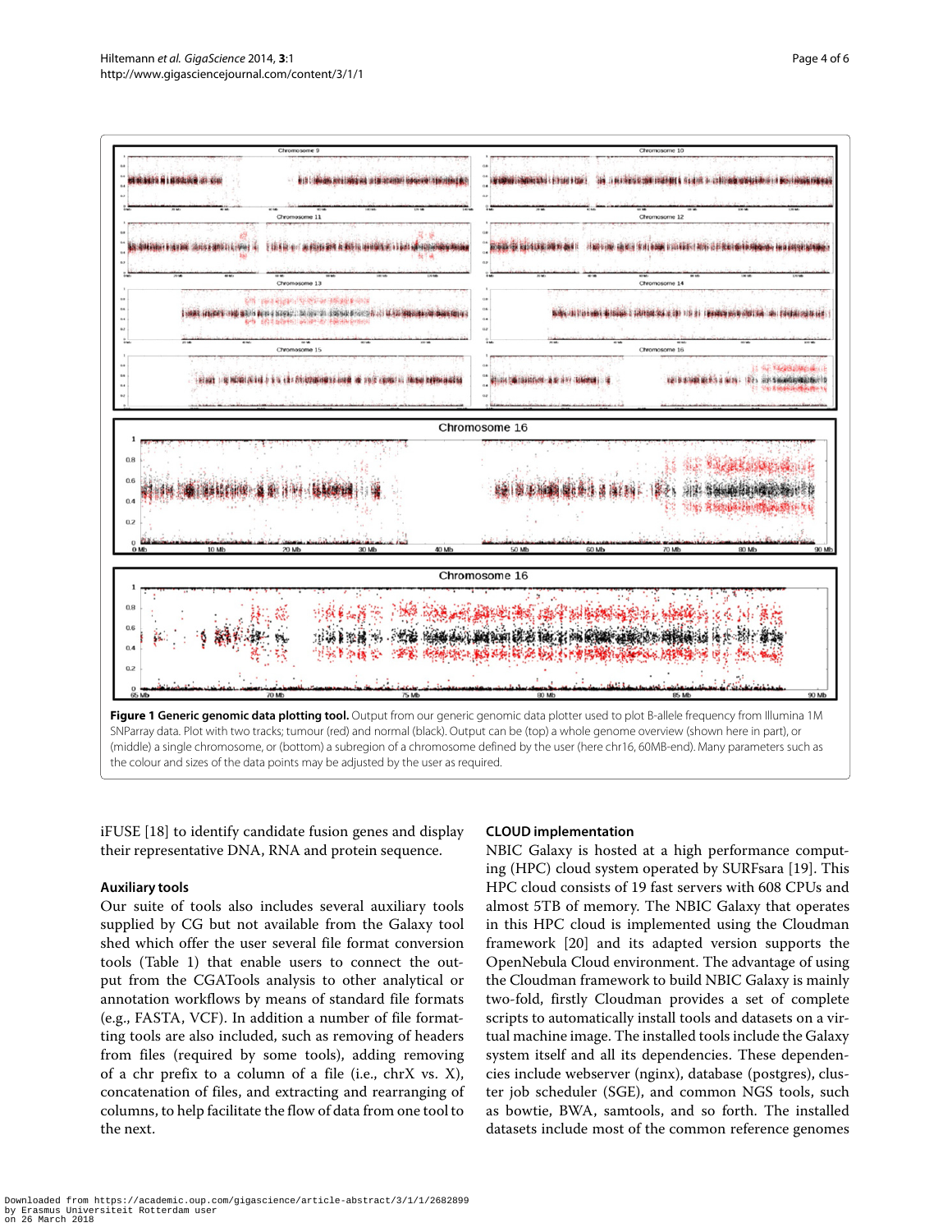**Figure 1 Generic genomic data plotting tool.** Output from our generic genomic data plotter used to plot B-allele frequency from Illumina 1M SNParray data. Plot with two tracks; tumour (red) and normal (black). Output can be (top) a whole genome overview (shown here in part), or (middle) a single chromosome, or (bottom) a subregion of a chromosome defined by the user (here chr16, 60MB-end). Many parameters such as the colour and sizes of the data points may be adjusted by the user as required.

iFUSE [18] to identify candidate fusion genes and display their representative DNA, RNA and protein sequence.

### Auxiliary tools

Our suite of tools also includes several auxiliary tools supplied by CG but not available from the Galaxy tool shed which offer the user several file format conversion tools (Table 1) that enable users to connect the output from the CGATools analysis to other analytical or annotation workflows by means of standard file formats (e.g., FASTA, VCF). In addition a number of file formatting tools are also included, such as removing of headers from files (required by some tools), adding removing of a chr prefix to a column of a file (i.e., chrX vs. X), concatenation of files, and extracting and rearranging of columns, to help facilitate the flow of data from one tool to the next.

### CLOUD implementation

NBIC Galaxy is hosted at a high performance computing (HPC) cloud system operated by SURFsara [19]. This HPC cloud consists of 19 fast servers with 608 CPUs and almost 5TB of memory. The NBIC Galaxy that operates in this HPC cloud is implemented using the Cloudman framework [20] and its adapted version supports the OpenNebula Cloud environment. The advantage of using the Cloudman framework to build NBIC Galaxy is mainly two-fold, firstly Cloudman provides a set of complete scripts to automatically install tools and datasets on a virtual machine image. The installed tools include the Galaxy system itself and all its dependencies. These dependencies include webserver (nginx), database (postgres), cluster job scheduler (SGE), and common NGS tools, such as bowtie, BWA, samtools, and so forth. The installed datasets include most of the common reference genomes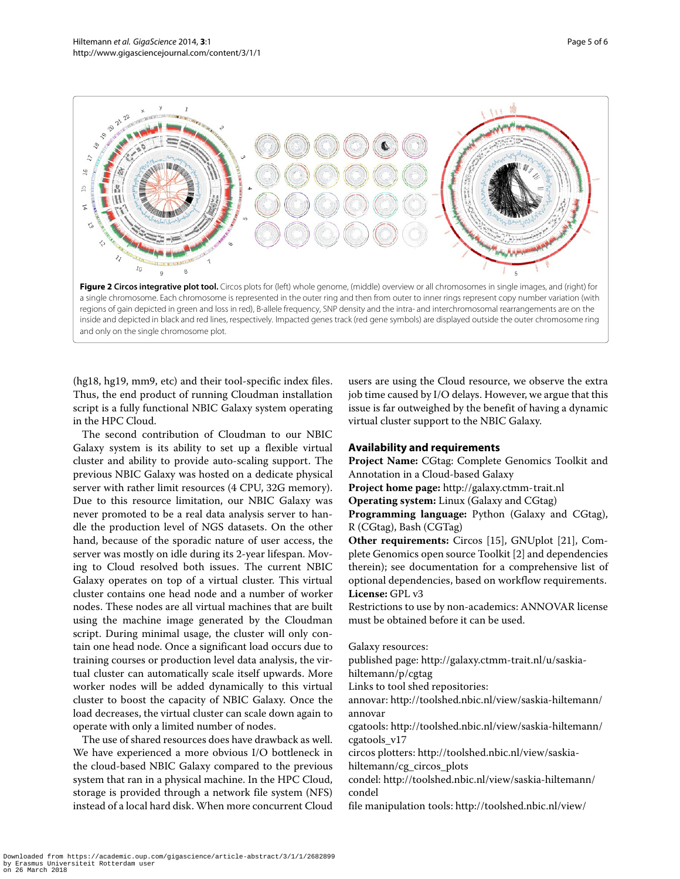**Figure 2 Circos integrative plot tool.** Circos plots for (left) whole genome, (middle) overview or all chromosomes in single images, and (right) for a single chromosome. Each chromosome is represented in the outer ring and then from outer to inner rings represent copy number variation (with regions of gain depicted in green and loss in red), B-allele frequency, SNP density and the intra- and interchromosomal rearrangements are on the inside and depicted in black and red lines, respectively. Impacted genes track (red gene symbols) are displayed outside the outer chromosome ring and only on the single chromosome plot.

(hg18, hg19, mm9, etc) and their tool-specific index files. Thus, the end product of running Cloudman installation script is a fully functional NBIC Galaxy system operating in the HPC Cloud.

The second contribution of Cloudman to our NBIC Galaxy system is its ability to set up a flexible virtual cluster and ability to provide auto-scaling support. The previous NBIC Galaxy was hosted on a dedicate physical server with rather limit resources (4 CPU, 32G memory). Due to this resource limitation, our NBIC Galaxy was never promoted to be a real data analysis server to handle the production level of NGS datasets. On the other hand, because of the sporadic nature of user access, the server was mostly on idle during its 2-year lifespan. Moving to Cloud resolved both issues. The current NBIC Galaxy operates on top of a virtual cluster. This virtual cluster contains one head node and a number of worker nodes. These nodes are all virtual machines that are built using the machine image generated by the Cloudman script. During minimal usage, the cluster will only contain one head node. Once a significant load occurs due to training courses or production level data analysis, the virtual cluster can automatically scale itself upwards. More worker nodes will be added dynamically to this virtual cluster to boost the capacity of NBIC Galaxy. Once the load decreases, the virtual cluster can scale down again to operate with only a limited number of nodes.

The use of shared resources does have drawback as well. We have experienced a more obvious I/O bottleneck in the cloud-based NBIC Galaxy compared to the previous system that ran in a physical machine. In the HPC Cloud, storage is provided through a network file system (NFS) instead of a local hard disk. When more concurrent Cloud users are using the Cloud resource, we observe the extra job time caused by I/O delays. However, we argue that this issue is far outweighed by the benefit of having a dynamic virtual cluster support to the NBIC Galaxy.

## Availability and requirements

**Project Name:** CGtag: Complete Genomics Toolkit and Annotation in a Cloud-based Galaxy
**Project home page:** http://galaxy.ctmm-trait.nl
**Operating system:** Linux (Galaxy and CGtag)
**Programming language:** Python (Galaxy and CGtag), R (CGtag), Bash (CGTag)
**Other requirements:** Circos [15], GNUplot [21], Complete Genomics open source Toolkit [2] and dependencies therein); see documentation for a comprehensive list of optional dependencies, based on workflow requirements.
**License:** GPL v3
Restrictions to use by non-academics: ANNOVAR license must be obtained before it can be used.

Galaxy resources:
published page: http://galaxy.ctmm-trait.nl/u/saskia-hiltemann/p/cgtag
Links to tool shed repositories:
annovar: http://toolshed.nbic.nl/view/saskia-hiltemann/annovar
cgatools: http://toolshed.nbic.nl/view/saskia-hiltemann/cgatools_v17
circos plotters: http://toolshed.nbic.nl/view/saskia-hiltemann/cg_circos_plots
condel: http://toolshed.nbic.nl/view/saskia-hiltemann/condel
file manipulation tools: http://toolshed.nbic.nl/view/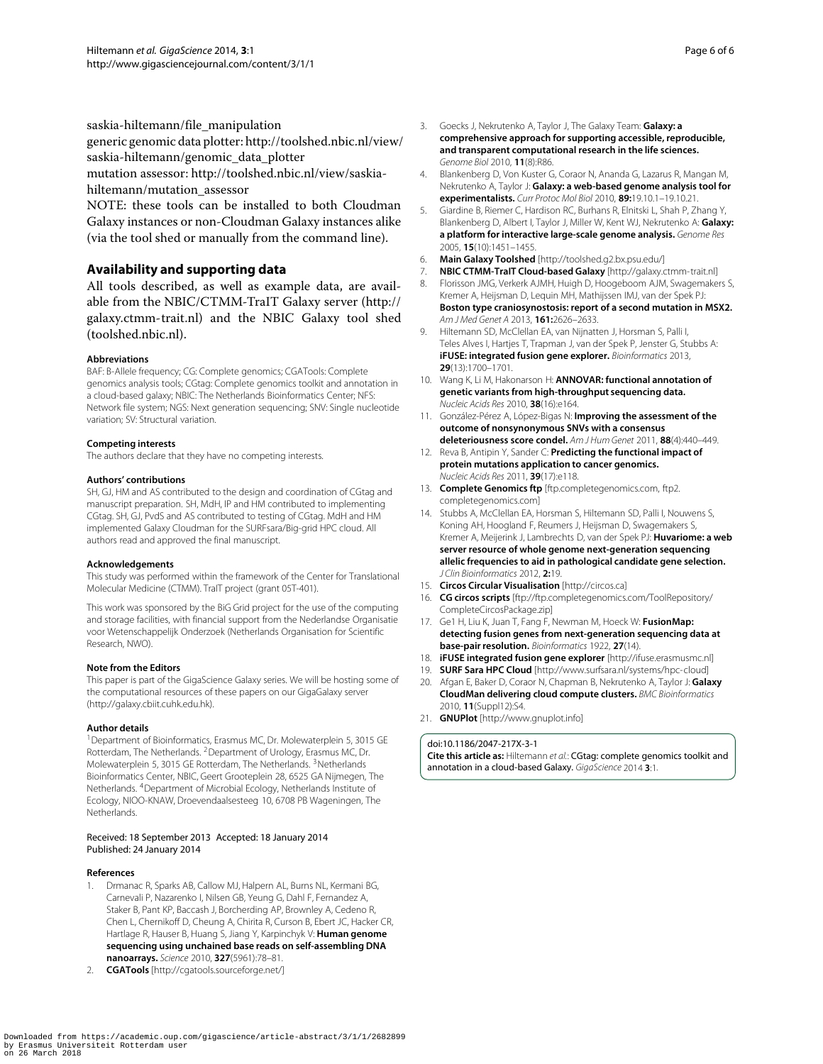saskia-hiltemann/file_manipulation
generic genomic data plotter: http://toolshed.nbic.nl/view/saskia-hiltemann/genomic_data_plotter
mutation assessor: http://toolshed.nbic.nl/view/saskia-hiltemann/mutation_assessor
NOTE: these tools can be installed to both Cloudman Galaxy instances or non-Cloudman Galaxy instances alike (via the tool shed or manually from the command line).

## Availability and supporting data

All tools described, as well as example data, are available from the NBIC/CTMM-TraIT Galaxy server (http://galaxy.ctmm-trait.nl) and the NBIC Galaxy tool shed (toolshed.nbic.nl).

### Abbreviations

BAF: B-Allele frequency; CG: Complete genomics; CGATools: Complete genomics analysis tools; CGtag: Complete genomics toolkit and annotation in a cloud-based galaxy; NBIC: The Netherlands Bioinformatics Center; NFS: Network file system; NGS: Next generation sequencing; SNV: Single nucleotide variation; SV: Structural variation.

### Competing interests

The authors declare that they have no competing interests.

### Authors' contributions

SH, GJ, HM and AS contributed to the design and coordination of CGtag and manuscript preparation. SH, MdH, IP and HM contributed to implementing CGtag. SH, GJ, PvdS and AS contributed to testing of CGtag. MdH and HM implemented Galaxy Cloudman for the SURFsara/Big-grid HPC cloud. All authors read and approved the final manuscript.

### Acknowledgements

This study was performed within the framework of the Center for Translational Molecular Medicine (CTMM). TraIT project (grant 05T-401).

This work was sponsored by the BiG Grid project for the use of the computing and storage facilities, with financial support from the Nederlandse Organisatie voor Wetenschappelijk Onderzoek (Netherlands Organisation for Scientific Research, NWO).

### Note from the Editors

This paper is part of the GigaScience Galaxy series. We will be hosting some of the computational resources of these papers on our GigaGalaxy server (http://galaxy.cbiit.cuhk.edu.hk).

### Author details

[1]Department of Bioinformatics, Erasmus MC, Dr. Molewaterplein 5, 3015 GE Rotterdam, The Netherlands. [2]Department of Urology, Erasmus MC, Dr. Molewaterplein 5, 3015 GE Rotterdam, The Netherlands. [3]Netherlands Bioinformatics Center, NBIC, Geert Grooteplein 28, 6525 GA Nijmegen, The Netherlands. [4]Department of Microbial Ecology, Netherlands Institute of Ecology, NIOO-KNAW, Droevendaalsesteeg 10, 6708 PB Wageningen, The Netherlands.

Received: 18 September 2013 Accepted: 18 January 2014
Published: 24 January 2014

### References

1. Drmanac R, Sparks AB, Callow MJ, Halpern AL, Burns NL, Kermani BG, Carnevali P, Nazarenko I, Nilsen GB, Yeung G, Dahl F, Fernandez A, Staker B, Pant KP, Baccash J, Borcherding AP, Brownley A, Cedeno R, Chen L, Chernikoff D, Cheung A, Chirita R, Curson B, Ebert JC, Hacker CR, Hartlage R, Hauser B, Huang S, Jiang Y, Karpinchyk V: **Human genome sequencing using unchained base reads on self-assembling DNA nanoarrays.** *Science* 2010, **327**(5961):78–81.
2. **CGATools** [http://cgatools.sourceforge.net/]
3. Goecks J, Nekrutenko A, Taylor J, The Galaxy Team: **Galaxy: a comprehensive approach for supporting accessible, reproducible, and transparent computational research in the life sciences.** *Genome Biol* 2010, **11**(8):R86.
4. Blankenberg D, Von Kuster G, Coraor N, Ananda G, Lazarus R, Mangan M, Nekrutenko A, Taylor J: **Galaxy: a web-based genome analysis tool for experimentalists.** *Curr Protoc Mol Biol* 2010, **89:**19.10.1–19.10.21.
5. Giardine B, Riemer C, Hardison RC, Burhans R, Elnitski L, Shah P, Zhang Y, Blankenberg D, Albert I, Taylor J, Miller W, Kent WJ, Nekrutenko A: **Galaxy: a platform for interactive large-scale genome analysis.** *Genome Res* 2005, **15**(10):1451–1455.
6. **Main Galaxy Toolshed** [http://toolshed.g2.bx.psu.edu/]
7. **NBIC CTMM-TraIT Cloud-based Galaxy** [http://galaxy.ctmm-trait.nl]
8. Florisson JMG, Verkerk AJMH, Huigh D, Hoogeboom AJM, Swagemakers S, Kremer A, Heijsman D, Lequin MH, Mathijssen IMJ, van der Spek PJ: **Boston type craniosynostosis: report of a second mutation in MSX2.** *Am J Med Genet A* 2013, **161:**2626–2633.
9. Hiltemann SD, McClellan EA, van Nijnatten J, Horsman S, Palli I, Teles Alves I, Hartjes T, Trapman J, van der Spek P, Jenster G, Stubbs A: **iFUSE: integrated fusion gene explorer.** *Bioinformatics* 2013, **29**(13):1700–1701.
10. Wang K, Li M, Hakonarson H: **ANNOVAR: functional annotation of genetic variants from high-throughput sequencing data.** *Nucleic Acids Res* 2010, **38**(16):e164.
11. González-Pérez A, López-Bigas N: **Improving the assessment of the outcome of nonsynonymous SNVs with a consensus deleteriousness score condel.** *Am J Hum Genet* 2011, **88**(4):440–449.
12. Reva B, Antipin Y, Sander C: **Predicting the functional impact of protein mutations application to cancer genomics.** *Nucleic Acids Res* 2011, **39**(17):e118.
13. **Complete Genomics ftp** [ftp.completegenomics.com, ftp2.completegenomics.com]
14. Stubbs A, McClellan EA, Horsman S, Hiltemann SD, Palli I, Nouwens S, Koning AH, Hoogland F, Reumers J, Heijsman D, Swagemakers S, Kremer A, Meijerink J, Lambrechts D, van der Spek PJ: **Hvariome: a web server resource of whole genome next-generation sequencing allelic frequencies to aid in pathological candidate gene selection.** *J Clin Bioinformatics* 2012, **2:**19.
15. **Circos Circular Visualisation** [http://circos.ca]
16. **CG circos scripts** [ftp://ftp.completegenomics.com/ToolRepository/CompleteCircosPackage.zip]
17. Ge1 H, Liu K, Juan T, Fang F, Newman M, Hoeck W: **FusionMap: detecting fusion genes from next-generation sequencing data at base-pair resolution.** *Bioinformatics* 1922, **27**(14).
18. **iFUSE integrated fusion gene explorer** [http://ifuse.erasmusmc.nl]
19. **SURF Sara HPC Cloud** [http://www.surfsara.nl/systems/hpc-cloud]
20. Afgan E, Baker D, Coraor N, Chapman B, Nekrutenko A, Taylor J: **Galaxy CloudMan delivering cloud compute clusters.** *BMC Bioinformatics* 2010, **11**(Suppl12):S4.
21. **GNUPlot** [http://www.gnuplot.info]

doi:10.1186/2047-217X-3-1
**Cite this article as:** Hiltemann *et al.*: CGtag: complete genomics toolkit and annotation in a cloud-based Galaxy. *GigaScience* 2014 **3**:1.